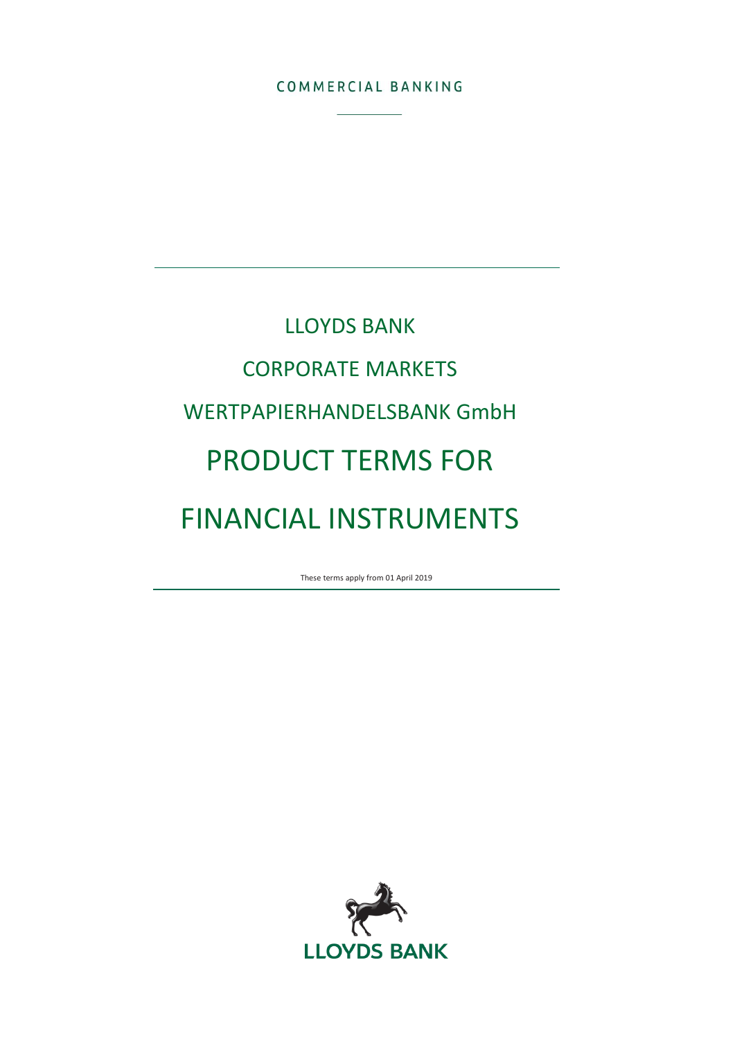COMMERCIAL BANKING

# LLOYDS BANK

# CORPORATE MARKETS

# WERTPAPIERHANDELSBANK GmbH

# PRODUCT TERMS FOR

# FINANCIAL INSTRUMENTS

These terms apply from 01 April 2019

LLOYDS BANK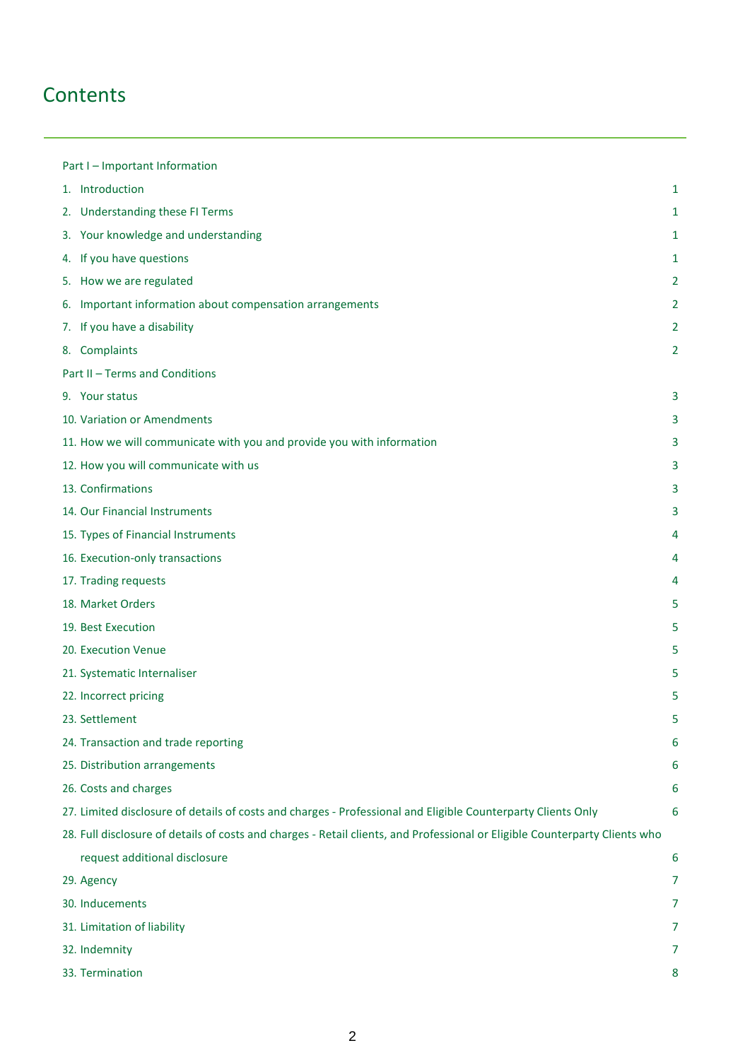# Contents

Part I – Important Information

| | |
|---|---|
| 1. Introduction | 1 |
| 2. Understanding these FI Terms | 1 |
| 3. Your knowledge and understanding | 1 |
| 4. If you have questions | 1 |
| 5. How we are regulated | 2 |
| 6. Important information about compensation arrangements | 2 |
| 7. If you have a disability | 2 |
| 8. Complaints | 2 |

Part II – Terms and Conditions

| | |
|---|---|
| 9. Your status | 3 |
| 10. Variation or Amendments | 3 |
| 11. How we will communicate with you and provide you with information | 3 |
| 12. How you will communicate with us | 3 |
| 13. Confirmations | 3 |
| 14. Our Financial Instruments | 3 |
| 15. Types of Financial Instruments | 4 |
| 16. Execution-only transactions | 4 |
| 17. Trading requests | 4 |
| 18. Market Orders | 5 |
| 19. Best Execution | 5 |
| 20. Execution Venue | 5 |
| 21. Systematic Internaliser | 5 |
| 22. Incorrect pricing | 5 |
| 23. Settlement | 5 |
| 24. Transaction and trade reporting | 6 |
| 25. Distribution arrangements | 6 |
| 26. Costs and charges | 6 |
| 27. Limited disclosure of details of costs and charges - Professional and Eligible Counterparty Clients Only | 6 |
| 28. Full disclosure of details of costs and charges - Retail clients, and Professional or Eligible Counterparty Clients who request additional disclosure | 6 |
| 29. Agency | 7 |
| 30. Inducements | 7 |
| 31. Limitation of liability | 7 |
| 32. Indemnity | 7 |
| 33. Termination | 8 |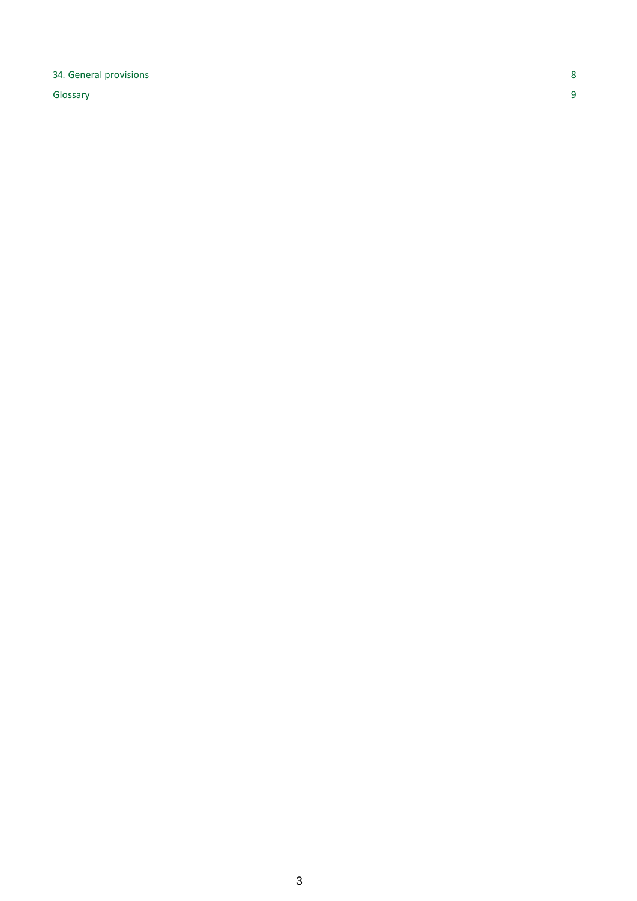| | |
|---|---|
| 34. General provisions | 8 |
| Glossary | 9 |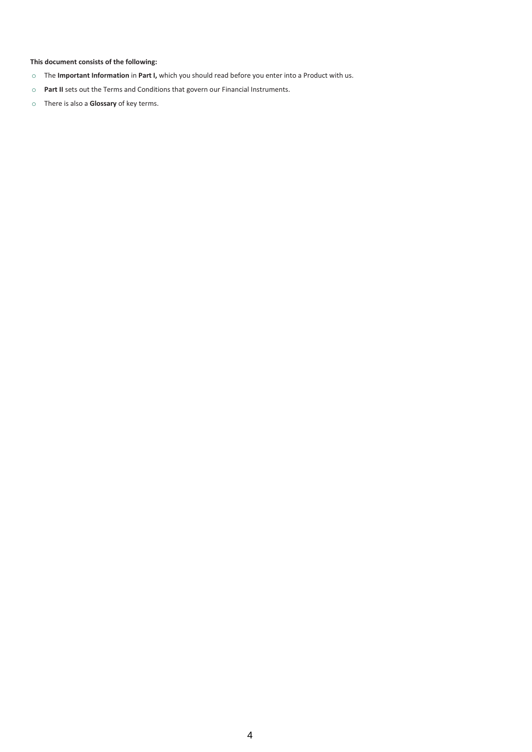**This document consists of the following:**

- The **Important Information** in **Part I,** which you should read before you enter into a Product with us.
- **Part II** sets out the Terms and Conditions that govern our Financial Instruments.
- There is also a **Glossary** of key terms.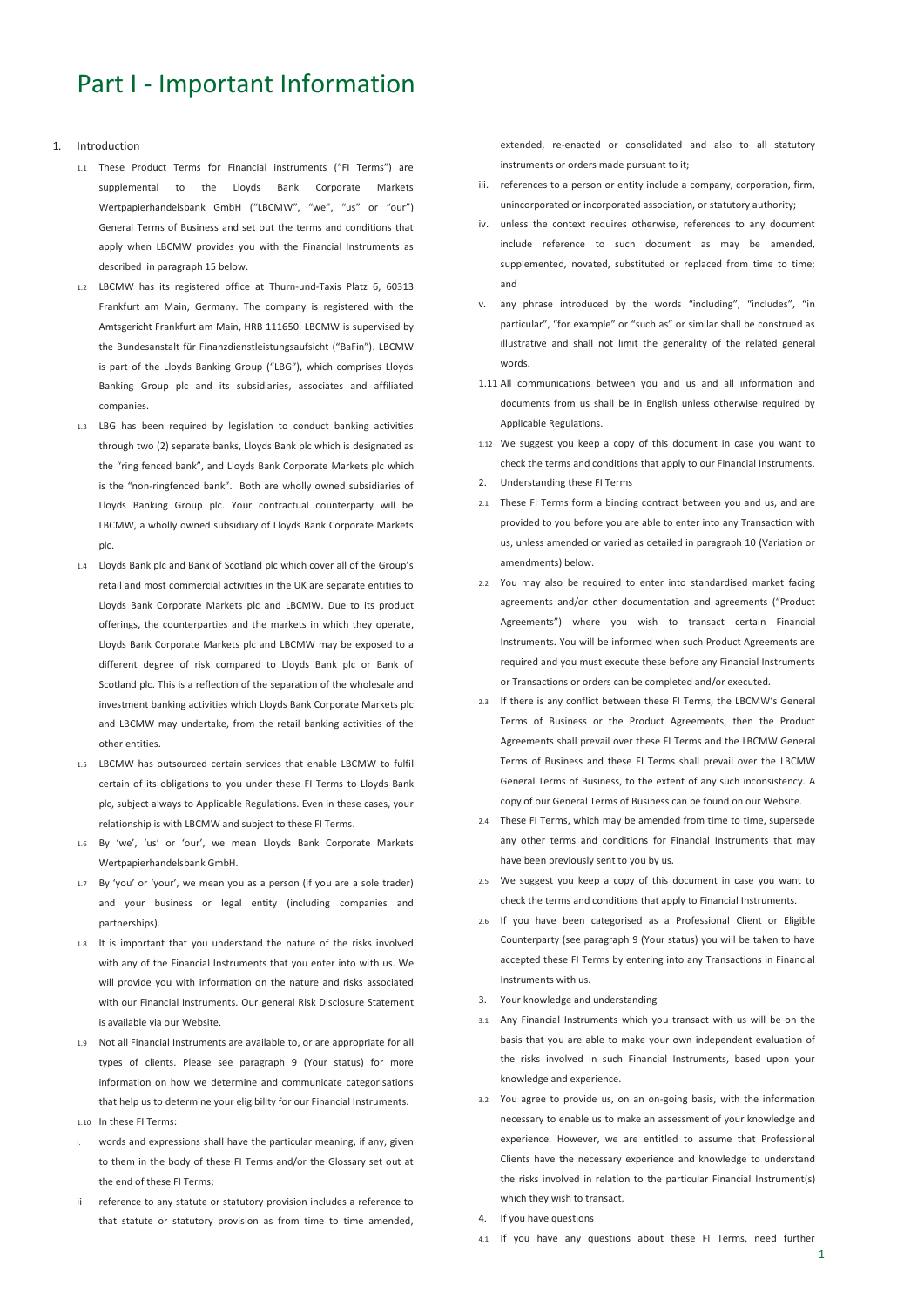# Part I - Important Information

1. Introduction

1.1 These Product Terms for Financial instruments ("FI Terms") are supplemental to the Lloyds Bank Corporate Markets Wertpapierhandelsbank GmbH ("LBCMW", "we", "us" or "our") General Terms of Business and set out the terms and conditions that apply when LBCMW provides you with the Financial Instruments as described in paragraph 15 below.

1.2 LBCMW has its registered office at Thurn-und-Taxis Platz 6, 60313 Frankfurt am Main, Germany. The company is registered with the Amtsgericht Frankfurt am Main, HRB 111650. LBCMW is supervised by the Bundesanstalt für Finanzdienstleistungsaufsicht ("BaFin"). LBCMW is part of the Lloyds Banking Group ("LBG"), which comprises Lloyds Banking Group plc and its subsidiaries, associates and affiliated companies.

1.3 LBG has been required by legislation to conduct banking activities through two (2) separate banks, Lloyds Bank plc which is designated as the "ring fenced bank", and Lloyds Bank Corporate Markets plc which is the "non-ringfenced bank". Both are wholly owned subsidiaries of Lloyds Banking Group plc. Your contractual counterparty will be LBCMW, a wholly owned subsidiary of Lloyds Bank Corporate Markets plc.

1.4 Lloyds Bank plc and Bank of Scotland plc which cover all of the Group's retail and most commercial activities in the UK are separate entities to Lloyds Bank Corporate Markets plc and LBCMW. Due to its product offerings, the counterparties and the markets in which they operate, Lloyds Bank Corporate Markets plc and LBCMW may be exposed to a different degree of risk compared to Lloyds Bank plc or Bank of Scotland plc. This is a reflection of the separation of the wholesale and investment banking activities which Lloyds Bank Corporate Markets plc and LBCMW may undertake, from the retail banking activities of the other entities.

1.5 LBCMW has outsourced certain services that enable LBCMW to fulfil certain of its obligations to you under these FI Terms to Lloyds Bank plc, subject always to Applicable Regulations. Even in these cases, your relationship is with LBCMW and subject to these FI Terms.

1.6 By 'we', 'us' or 'our', we mean Lloyds Bank Corporate Markets Wertpapierhandelsbank GmbH.

1.7 By 'you' or 'your', we mean you as a person (if you are a sole trader) and your business or legal entity (including companies and partnerships).

1.8 It is important that you understand the nature of the risks involved with any of the Financial Instruments that you enter into with us. We will provide you with information on the nature and risks associated with our Financial Instruments. Our general Risk Disclosure Statement is available via our Website.

1.9 Not all Financial Instruments are available to, or are appropriate for all types of clients. Please see paragraph 9 (Your status) for more information on how we determine and communicate categorisations that help us to determine your eligibility for our Financial Instruments.

1.10 In these FI Terms:

i. words and expressions shall have the particular meaning, if any, given to them in the body of these FI Terms and/or the Glossary set out at the end of these FI Terms;

ii reference to any statute or statutory provision includes a reference to that statute or statutory provision as from time to time amended, extended, re-enacted or consolidated and also to all statutory instruments or orders made pursuant to it;

iii. references to a person or entity include a company, corporation, firm, unincorporated or incorporated association, or statutory authority;

iv. unless the context requires otherwise, references to any document include reference to such document as may be amended, supplemented, novated, substituted or replaced from time to time; and

v. any phrase introduced by the words "including", "includes", "in particular", "for example" or "such as" or similar shall be construed as illustrative and shall not limit the generality of the related general words.

1.11 All communications between you and us and all information and documents from us shall be in English unless otherwise required by Applicable Regulations.

1.12 We suggest you keep a copy of this document in case you want to check the terms and conditions that apply to our Financial Instruments.

2. Understanding these FI Terms

2.1 These FI Terms form a binding contract between you and us, and are provided to you before you are able to enter into any Transaction with us, unless amended or varied as detailed in paragraph 10 (Variation or amendments) below.

2.2 You may also be required to enter into standardised market facing agreements and/or other documentation and agreements ("Product Agreements") where you wish to transact certain Financial Instruments. You will be informed when such Product Agreements are required and you must execute these before any Financial Instruments or Transactions or orders can be completed and/or executed.

2.3 If there is any conflict between these FI Terms, the LBCMW's General Terms of Business or the Product Agreements, then the Product Agreements shall prevail over these FI Terms and the LBCMW General Terms of Business and these FI Terms shall prevail over the LBCMW General Terms of Business, to the extent of any such inconsistency. A copy of our General Terms of Business can be found on our Website.

2.4 These FI Terms, which may be amended from time to time, supersede any other terms and conditions for Financial Instruments that may have been previously sent to you by us.

2.5 We suggest you keep a copy of this document in case you want to check the terms and conditions that apply to Financial Instruments.

2.6 If you have been categorised as a Professional Client or Eligible Counterparty (see paragraph 9 (Your status) you will be taken to have accepted these FI Terms by entering into any Transactions in Financial Instruments with us.

3. Your knowledge and understanding

3.1 Any Financial Instruments which you transact with us will be on the basis that you are able to make your own independent evaluation of the risks involved in such Financial Instruments, based upon your knowledge and experience.

3.2 You agree to provide us, on an on-going basis, with the information necessary to enable us to make an assessment of your knowledge and experience. However, we are entitled to assume that Professional Clients have the necessary experience and knowledge to understand the risks involved in relation to the particular Financial Instrument(s) which they wish to transact.

4. If you have questions

4.1 If you have any questions about these FI Terms, need further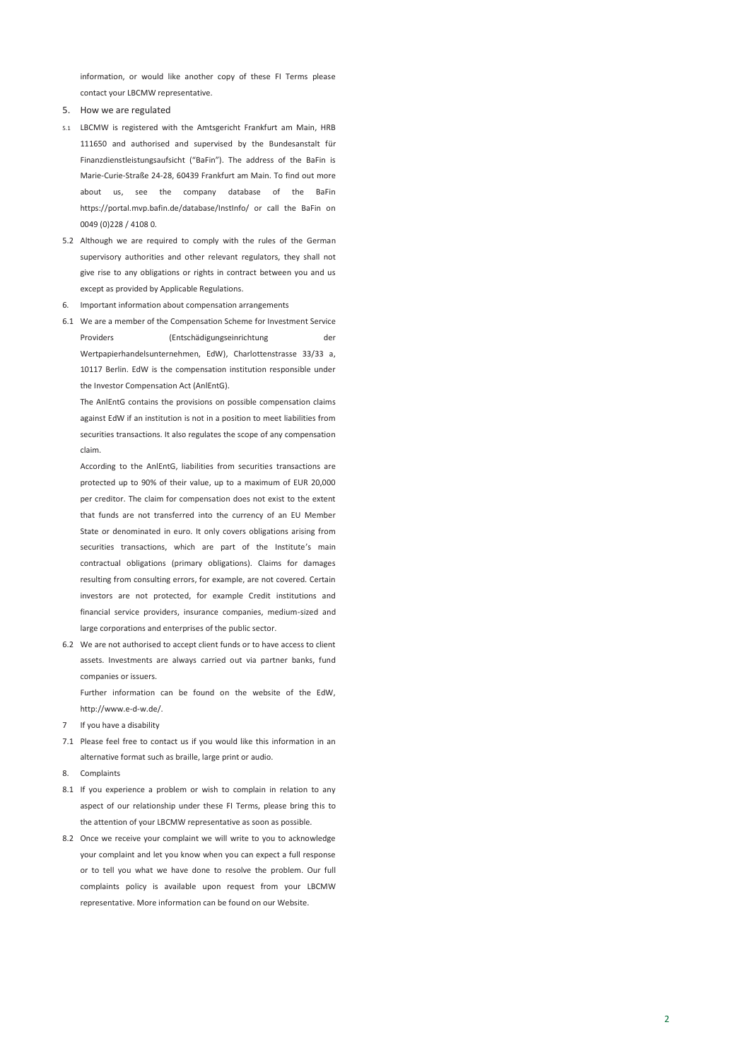information, or would like another copy of these FI Terms please contact your LBCMW representative.

## 5. How we are regulated

5.1 LBCMW is registered with the Amtsgericht Frankfurt am Main, HRB 111650 and authorised and supervised by the Bundesanstalt für Finanzdienstleistungsaufsicht ("BaFin"). The address of the BaFin is Marie-Curie-Straße 24-28, 60439 Frankfurt am Main. To find out more about us, see the company database of the BaFin https://portal.mvp.bafin.de/database/InstInfo/ or call the BaFin on 0049 (0)228 / 4108 0.

5.2 Although we are required to comply with the rules of the German supervisory authorities and other relevant regulators, they shall not give rise to any obligations or rights in contract between you and us except as provided by Applicable Regulations.

## 6. Important information about compensation arrangements

6.1 We are a member of the Compensation Scheme for Investment Service Providers (Entschädigungseinrichtung der Wertpapierhandelsunternehmen, EdW), Charlottenstrasse 33/33 a, 10117 Berlin. EdW is the compensation institution responsible under the Investor Compensation Act (AnlEntG).

The AnlEntG contains the provisions on possible compensation claims against EdW if an institution is not in a position to meet liabilities from securities transactions. It also regulates the scope of any compensation claim.

According to the AnlEntG, liabilities from securities transactions are protected up to 90% of their value, up to a maximum of EUR 20,000 per creditor. The claim for compensation does not exist to the extent that funds are not transferred into the currency of an EU Member State or denominated in euro. It only covers obligations arising from securities transactions, which are part of the Institute's main contractual obligations (primary obligations). Claims for damages resulting from consulting errors, for example, are not covered. Certain investors are not protected, for example Credit institutions and financial service providers, insurance companies, medium-sized and large corporations and enterprises of the public sector.

6.2 We are not authorised to accept client funds or to have access to client assets. Investments are always carried out via partner banks, fund companies or issuers.

Further information can be found on the website of the EdW, http://www.e-d-w.de/.

## 7 If you have a disability

7.1 Please feel free to contact us if you would like this information in an alternative format such as braille, large print or audio.

## 8. Complaints

8.1 If you experience a problem or wish to complain in relation to any aspect of our relationship under these FI Terms, please bring this to the attention of your LBCMW representative as soon as possible.

8.2 Once we receive your complaint we will write to you to acknowledge your complaint and let you know when you can expect a full response or to tell you what we have done to resolve the problem. Our full complaints policy is available upon request from your LBCMW representative. More information can be found on our Website.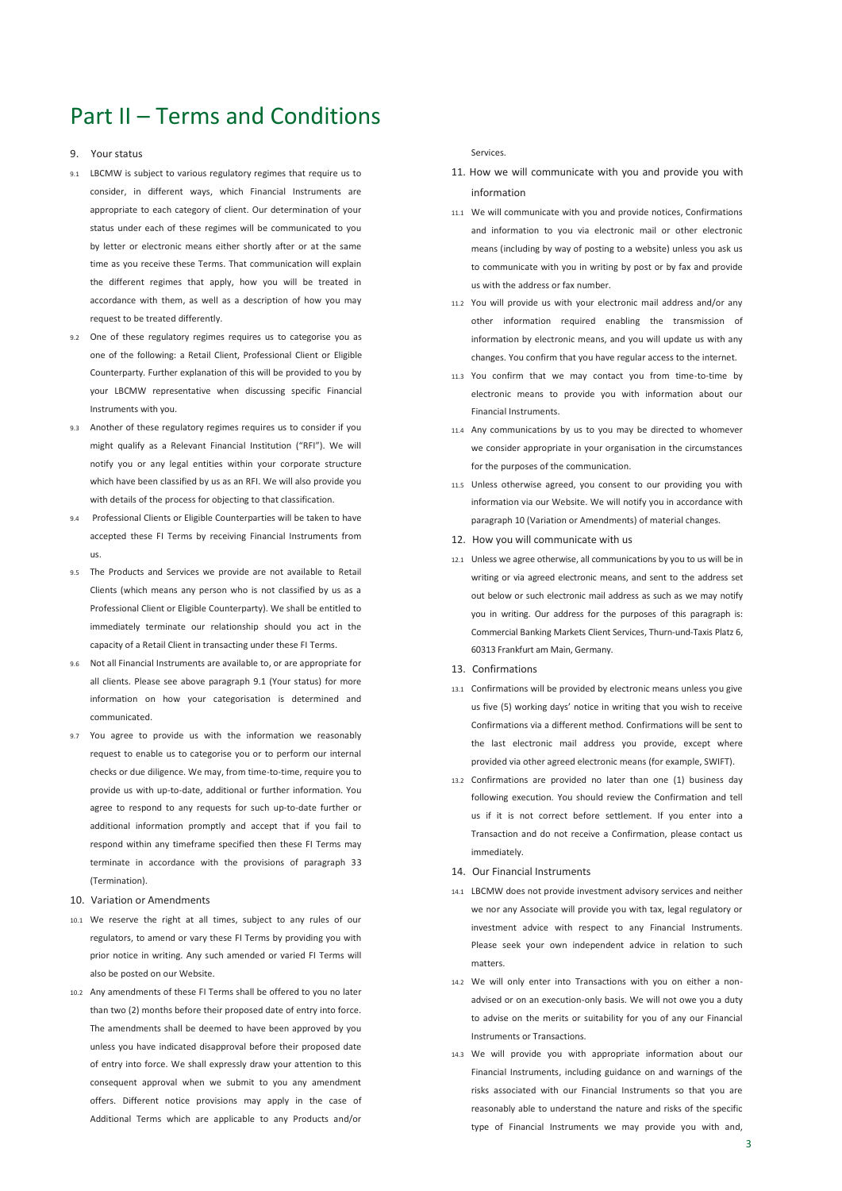# Part II – Terms and Conditions

## 9. Your status

9.1 LBCMW is subject to various regulatory regimes that require us to consider, in different ways, which Financial Instruments are appropriate to each category of client. Our determination of your status under each of these regimes will be communicated to you by letter or electronic means either shortly after or at the same time as you receive these Terms. That communication will explain the different regimes that apply, how you will be treated in accordance with them, as well as a description of how you may request to be treated differently.

9.2 One of these regulatory regimes requires us to categorise you as one of the following: a Retail Client, Professional Client or Eligible Counterparty. Further explanation of this will be provided to you by your LBCMW representative when discussing specific Financial Instruments with you.

9.3 Another of these regulatory regimes requires us to consider if you might qualify as a Relevant Financial Institution ("RFI"). We will notify you or any legal entities within your corporate structure which have been classified by us as an RFI. We will also provide you with details of the process for objecting to that classification.

9.4 Professional Clients or Eligible Counterparties will be taken to have accepted these FI Terms by receiving Financial Instruments from us.

9.5 The Products and Services we provide are not available to Retail Clients (which means any person who is not classified by us as a Professional Client or Eligible Counterparty). We shall be entitled to immediately terminate our relationship should you act in the capacity of a Retail Client in transacting under these FI Terms.

9.6 Not all Financial Instruments are available to, or are appropriate for all clients. Please see above paragraph 9.1 (Your status) for more information on how your categorisation is determined and communicated.

9.7 You agree to provide us with the information we reasonably request to enable us to categorise you or to perform our internal checks or due diligence. We may, from time-to-time, require you to provide us with up-to-date, additional or further information. You agree to respond to any requests for such up-to-date further or additional information promptly and accept that if you fail to respond within any timeframe specified then these FI Terms may terminate in accordance with the provisions of paragraph 33 (Termination).

## 10. Variation or Amendments

10.1 We reserve the right at all times, subject to any rules of our regulators, to amend or vary these FI Terms by providing you with prior notice in writing. Any such amended or varied FI Terms will also be posted on our Website.

10.2 Any amendments of these FI Terms shall be offered to you no later than two (2) months before their proposed date of entry into force. The amendments shall be deemed to have been approved by you unless you have indicated disapproval before their proposed date of entry into force. We shall expressly draw your attention to this consequent approval when we submit to you any amendment offers. Different notice provisions may apply in the case of Additional Terms which are applicable to any Products and/or Services.

## 11. How we will communicate with you and provide you with information

11.1 We will communicate with you and provide notices, Confirmations and information to you via electronic mail or other electronic means (including by way of posting to a website) unless you ask us to communicate with you in writing by post or by fax and provide us with the address or fax number.

11.2 You will provide us with your electronic mail address and/or any other information required enabling the transmission of information by electronic means, and you will update us with any changes. You confirm that you have regular access to the internet.

11.3 You confirm that we may contact you from time-to-time by electronic means to provide you with information about our Financial Instruments.

11.4 Any communications by us to you may be directed to whomever we consider appropriate in your organisation in the circumstances for the purposes of the communication.

11.5 Unless otherwise agreed, you consent to our providing you with information via our Website. We will notify you in accordance with paragraph 10 (Variation or Amendments) of material changes.

## 12. How you will communicate with us

12.1 Unless we agree otherwise, all communications by you to us will be in writing or via agreed electronic means, and sent to the address set out below or such electronic mail address as such as we may notify you in writing. Our address for the purposes of this paragraph is: Commercial Banking Markets Client Services, Thurn-und-Taxis Platz 6, 60313 Frankfurt am Main, Germany.

## 13. Confirmations

13.1 Confirmations will be provided by electronic means unless you give us five (5) working days' notice in writing that you wish to receive Confirmations via a different method. Confirmations will be sent to the last electronic mail address you provide, except where provided via other agreed electronic means (for example, SWIFT).

13.2 Confirmations are provided no later than one (1) business day following execution. You should review the Confirmation and tell us if it is not correct before settlement. If you enter into a Transaction and do not receive a Confirmation, please contact us immediately.

## 14. Our Financial Instruments

14.1 LBCMW does not provide investment advisory services and neither we nor any Associate will provide you with tax, legal regulatory or investment advice with respect to any Financial Instruments. Please seek your own independent advice in relation to such matters.

14.2 We will only enter into Transactions with you on either a non-advised or on an execution-only basis. We will not owe you a duty to advise on the merits or suitability for you of any our Financial Instruments or Transactions.

14.3 We will provide you with appropriate information about our Financial Instruments, including guidance on and warnings of the risks associated with our Financial Instruments so that you are reasonably able to understand the nature and risks of the specific type of Financial Instruments we may provide you with and,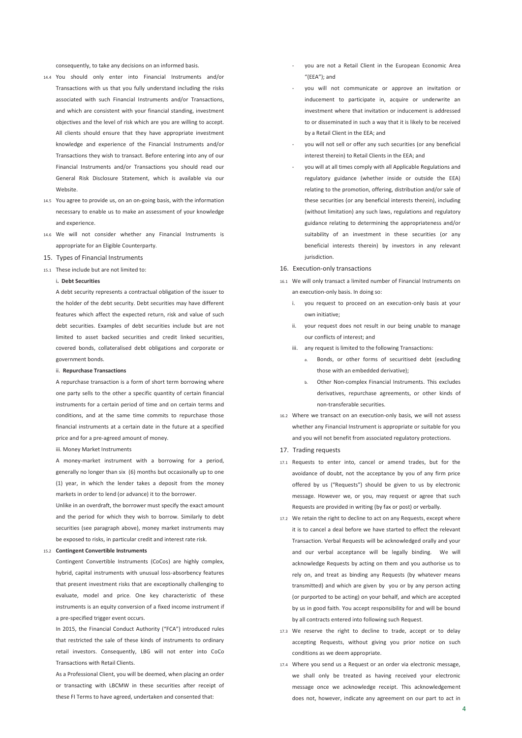consequently, to take any decisions on an informed basis.

14.4 You should only enter into Financial Instruments and/or Transactions with us that you fully understand including the risks associated with such Financial Instruments and/or Transactions, and which are consistent with your financial standing, investment objectives and the level of risk which are you are willing to accept. All clients should ensure that they have appropriate investment knowledge and experience of the Financial Instruments and/or Transactions they wish to transact. Before entering into any of our Financial Instruments and/or Transactions you should read our General Risk Disclosure Statement, which is available via our Website.

14.5 You agree to provide us, on an on-going basis, with the information necessary to enable us to make an assessment of your knowledge and experience.

14.6 We will not consider whether any Financial Instruments is appropriate for an Eligible Counterparty.

## 15. Types of Financial Instruments

15.1 These include but are not limited to:

i. **Debt Securities**

A debt security represents a contractual obligation of the issuer to the holder of the debt security. Debt securities may have different features which affect the expected return, risk and value of such debt securities. Examples of debt securities include but are not limited to asset backed securities and credit linked securities, covered bonds, collateralised debt obligations and corporate or government bonds.

ii. **Repurchase Transactions**

A repurchase transaction is a form of short term borrowing where one party sells to the other a specific quantity of certain financial instruments for a certain period of time and on certain terms and conditions, and at the same time commits to repurchase those financial instruments at a certain date in the future at a specified price and for a pre-agreed amount of money.

iii. Money Market Instruments

A money-market instrument with a borrowing for a period, generally no longer than six (6) months but occasionally up to one (1) year, in which the lender takes a deposit from the money markets in order to lend (or advance) it to the borrower.

Unlike in an overdraft, the borrower must specify the exact amount and the period for which they wish to borrow. Similarly to debt securities (see paragraph above), money market instruments may be exposed to risks, in particular credit and interest rate risk.

15.2 **Contingent Convertible Instruments**

Contingent Convertible Instruments (CoCos) are highly complex, hybrid, capital instruments with unusual loss-absorbency features that present investment risks that are exceptionally challenging to evaluate, model and price. One key characteristic of these instruments is an equity conversion of a fixed income instrument if a pre-specified trigger event occurs.

In 2015, the Financial Conduct Authority ("FCA") introduced rules that restricted the sale of these kinds of instruments to ordinary retail investors. Consequently, LBG will not enter into CoCo Transactions with Retail Clients.

As a Professional Client, you will be deemed, when placing an order or transacting with LBCMW in these securities after receipt of these FI Terms to have agreed, undertaken and consented that:

- you are not a Retail Client in the European Economic Area "(EEA"); and
- you will not communicate or approve an invitation or inducement to participate in, acquire or underwrite an investment where that invitation or inducement is addressed to or disseminated in such a way that it is likely to be received by a Retail Client in the EEA; and
- you will not sell or offer any such securities (or any beneficial interest therein) to Retail Clients in the EEA; and
- you will at all times comply with all Applicable Regulations and regulatory guidance (whether inside or outside the EEA) relating to the promotion, offering, distribution and/or sale of these securities (or any beneficial interests therein), including (without limitation) any such laws, regulations and regulatory guidance relating to determining the appropriateness and/or suitability of an investment in these securities (or any beneficial interests therein) by investors in any relevant jurisdiction.

## 16. Execution-only transactions

16.1 We will only transact a limited number of Financial Instruments on an execution-only basis. In doing so:

i. you request to proceed on an execution-only basis at your own initiative;

ii. your request does not result in our being unable to manage our conflicts of interest; and

iii. any request is limited to the following Transactions:

a. Bonds, or other forms of securitised debt (excluding those with an embedded derivative);

b. Other Non-complex Financial Instruments. This excludes derivatives, repurchase agreements, or other kinds of non-transferable securities.

16.2 Where we transact on an execution-only basis, we will not assess whether any Financial Instrument is appropriate or suitable for you and you will not benefit from associated regulatory protections.

## 17. Trading requests

17.1 Requests to enter into, cancel or amend trades, but for the avoidance of doubt, not the acceptance by you of any firm price offered by us ("Requests") should be given to us by electronic message. However we, or you, may request or agree that such Requests are provided in writing (by fax or post) or verbally.

17.2 We retain the right to decline to act on any Requests, except where it is to cancel a deal before we have started to effect the relevant Transaction. Verbal Requests will be acknowledged orally and your and our verbal acceptance will be legally binding. We will acknowledge Requests by acting on them and you authorise us to rely on, and treat as binding any Requests (by whatever means transmitted) and which are given by you or by any person acting (or purported to be acting) on your behalf, and which are accepted by us in good faith. You accept responsibility for and will be bound by all contracts entered into following such Request.

17.3 We reserve the right to decline to trade, accept or to delay accepting Requests, without giving you prior notice on such conditions as we deem appropriate.

17.4 Where you send us a Request or an order via electronic message, we shall only be treated as having received your electronic message once we acknowledge receipt. This acknowledgement does not, however, indicate any agreement on our part to act in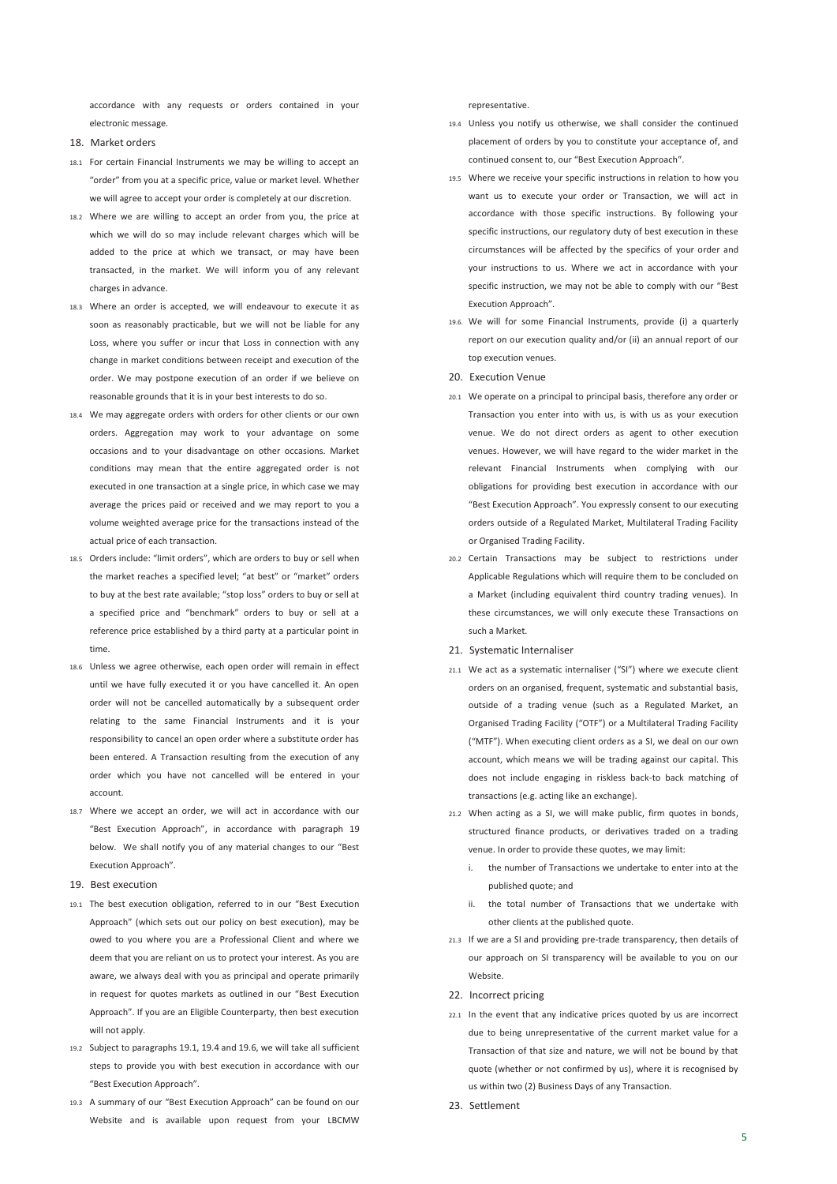accordance with any requests or orders contained in your electronic message.

## 18. Market orders

18.1 For certain Financial Instruments we may be willing to accept an "order" from you at a specific price, value or market level. Whether we will agree to accept your order is completely at our discretion.

18.2 Where we are willing to accept an order from you, the price at which we will do so may include relevant charges which will be added to the price at which we transact, or may have been transacted, in the market. We will inform you of any relevant charges in advance.

18.3 Where an order is accepted, we will endeavour to execute it as soon as reasonably practicable, but we will not be liable for any Loss, where you suffer or incur that Loss in connection with any change in market conditions between receipt and execution of the order. We may postpone execution of an order if we believe on reasonable grounds that it is in your best interests to do so.

18.4 We may aggregate orders with orders for other clients or our own orders. Aggregation may work to your advantage on some occasions and to your disadvantage on other occasions. Market conditions may mean that the entire aggregated order is not executed in one transaction at a single price, in which case we may average the prices paid or received and we may report to you a volume weighted average price for the transactions instead of the actual price of each transaction.

18.5 Orders include: "limit orders", which are orders to buy or sell when the market reaches a specified level; "at best" or "market" orders to buy at the best rate available; "stop loss" orders to buy or sell at a specified price and "benchmark" orders to buy or sell at a reference price established by a third party at a particular point in time.

18.6 Unless we agree otherwise, each open order will remain in effect until we have fully executed it or you have cancelled it. An open order will not be cancelled automatically by a subsequent order relating to the same Financial Instruments and it is your responsibility to cancel an open order where a substitute order has been entered. A Transaction resulting from the execution of any order which you have not cancelled will be entered in your account.

18.7 Where we accept an order, we will act in accordance with our "Best Execution Approach", in accordance with paragraph 19 below. We shall notify you of any material changes to our "Best Execution Approach".

## 19. Best execution

19.1 The best execution obligation, referred to in our "Best Execution Approach" (which sets out our policy on best execution), may be owed to you where you are a Professional Client and where we deem that you are reliant on us to protect your interest. As you are aware, we always deal with you as principal and operate primarily in request for quotes markets as outlined in our "Best Execution Approach". If you are an Eligible Counterparty, then best execution will not apply.

19.2 Subject to paragraphs 19.1, 19.4 and 19.6, we will take all sufficient steps to provide you with best execution in accordance with our "Best Execution Approach".

19.3 A summary of our "Best Execution Approach" can be found on our Website and is available upon request from your LBCMW representative.

19.4 Unless you notify us otherwise, we shall consider the continued placement of orders by you to constitute your acceptance of, and continued consent to, our "Best Execution Approach".

19.5 Where we receive your specific instructions in relation to how you want us to execute your order or Transaction, we will act in accordance with those specific instructions. By following your specific instructions, our regulatory duty of best execution in these circumstances will be affected by the specifics of your order and your instructions to us. Where we act in accordance with your specific instruction, we may not be able to comply with our "Best Execution Approach".

19.6. We will for some Financial Instruments, provide (i) a quarterly report on our execution quality and/or (ii) an annual report of our top execution venues.

## 20. Execution Venue

20.1 We operate on a principal to principal basis, therefore any order or Transaction you enter into with us, is with us as your execution venue. We do not direct orders as agent to other execution venues. However, we will have regard to the wider market in the relevant Financial Instruments when complying with our obligations for providing best execution in accordance with our "Best Execution Approach". You expressly consent to our executing orders outside of a Regulated Market, Multilateral Trading Facility or Organised Trading Facility.

20.2 Certain Transactions may be subject to restrictions under Applicable Regulations which will require them to be concluded on a Market (including equivalent third country trading venues). In these circumstances, we will only execute these Transactions on such a Market.

## 21. Systematic Internaliser

21.1 We act as a systematic internaliser ("SI") where we execute client orders on an organised, frequent, systematic and substantial basis, outside of a trading venue (such as a Regulated Market, an Organised Trading Facility ("OTF") or a Multilateral Trading Facility ("MTF"). When executing client orders as a SI, we deal on our own account, which means we will be trading against our capital. This does not include engaging in riskless back-to back matching of transactions (e.g. acting like an exchange).

21.2 When acting as a SI, we will make public, firm quotes in bonds, structured finance products, or derivatives traded on a trading venue. In order to provide these quotes, we may limit:

i. the number of Transactions we undertake to enter into at the published quote; and

ii. the total number of Transactions that we undertake with other clients at the published quote.

21.3 If we are a SI and providing pre-trade transparency, then details of our approach on SI transparency will be available to you on our Website.

## 22. Incorrect pricing

22.1 In the event that any indicative prices quoted by us are incorrect due to being unrepresentative of the current market value for a Transaction of that size and nature, we will not be bound by that quote (whether or not confirmed by us), where it is recognised by us within two (2) Business Days of any Transaction.

## 23. Settlement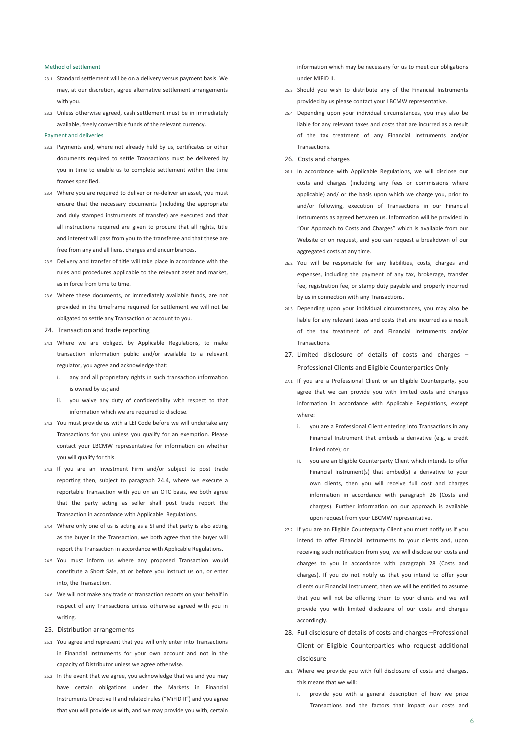Method of settlement

23.1 Standard settlement will be on a delivery versus payment basis. We may, at our discretion, agree alternative settlement arrangements with you.

23.2 Unless otherwise agreed, cash settlement must be in immediately available, freely convertible funds of the relevant currency.

Payment and deliveries

23.3 Payments and, where not already held by us, certificates or other documents required to settle Transactions must be delivered by you in time to enable us to complete settlement within the time frames specified.

23.4 Where you are required to deliver or re-deliver an asset, you must ensure that the necessary documents (including the appropriate and duly stamped instruments of transfer) are executed and that all instructions required are given to procure that all rights, title and interest will pass from you to the transferee and that these are free from any and all liens, charges and encumbrances.

23.5 Delivery and transfer of title will take place in accordance with the rules and procedures applicable to the relevant asset and market, as in force from time to time.

23.6 Where these documents, or immediately available funds, are not provided in the timeframe required for settlement we will not be obligated to settle any Transaction or account to you.

## 24. Transaction and trade reporting

24.1 Where we are obliged, by Applicable Regulations, to make transaction information public and/or available to a relevant regulator, you agree and acknowledge that:

i. any and all proprietary rights in such transaction information is owned by us; and

ii. you waive any duty of confidentiality with respect to that information which we are required to disclose.

24.2 You must provide us with a LEI Code before we will undertake any Transactions for you unless you qualify for an exemption. Please contact your LBCMW representative for information on whether you will qualify for this.

24.3 If you are an Investment Firm and/or subject to post trade reporting then, subject to paragraph 24.4, where we execute a reportable Transaction with you on an OTC basis, we both agree that the party acting as seller shall post trade report the Transaction in accordance with Applicable Regulations.

24.4 Where only one of us is acting as a SI and that party is also acting as the buyer in the Transaction, we both agree that the buyer will report the Transaction in accordance with Applicable Regulations.

24.5 You must inform us where any proposed Transaction would constitute a Short Sale, at or before you instruct us on, or enter into, the Transaction.

24.6 We will not make any trade or transaction reports on your behalf in respect of any Transactions unless otherwise agreed with you in writing.

## 25. Distribution arrangements

25.1 You agree and represent that you will only enter into Transactions in Financial Instruments for your own account and not in the capacity of Distributor unless we agree otherwise.

25.2 In the event that we agree, you acknowledge that we and you may have certain obligations under the Markets in Financial Instruments Directive II and related rules ("MiFID II") and you agree that you will provide us with, and we may provide you with, certain information which may be necessary for us to meet our obligations under MIFID II.

25.3 Should you wish to distribute any of the Financial Instruments provided by us please contact your LBCMW representative.

25.4 Depending upon your individual circumstances, you may also be liable for any relevant taxes and costs that are incurred as a result of the tax treatment of any Financial Instruments and/or Transactions.

## 26. Costs and charges

26.1 In accordance with Applicable Regulations, we will disclose our costs and charges (including any fees or commissions where applicable) and/ or the basis upon which we charge you, prior to and/or following, execution of Transactions in our Financial Instruments as agreed between us. Information will be provided in "Our Approach to Costs and Charges" which is available from our Website or on request, and you can request a breakdown of our aggregated costs at any time.

26.2 You will be responsible for any liabilities, costs, charges and expenses, including the payment of any tax, brokerage, transfer fee, registration fee, or stamp duty payable and properly incurred by us in connection with any Transactions.

26.3 Depending upon your individual circumstances, you may also be liable for any relevant taxes and costs that are incurred as a result of the tax treatment of and Financial Instruments and/or Transactions.

## 27. Limited disclosure of details of costs and charges – Professional Clients and Eligible Counterparties Only

27.1 If you are a Professional Client or an Eligible Counterparty, you agree that we can provide you with limited costs and charges information in accordance with Applicable Regulations, except where:

i. you are a Professional Client entering into Transactions in any Financial Instrument that embeds a derivative (e.g. a credit linked note); or

ii. you are an Eligible Counterparty Client which intends to offer Financial Instrument(s) that embed(s) a derivative to your own clients, then you will receive full cost and charges information in accordance with paragraph 26 (Costs and charges). Further information on our approach is available upon request from your LBCMW representative.

27.2 If you are an Eligible Counterparty Client you must notify us if you intend to offer Financial Instruments to your clients and, upon receiving such notification from you, we will disclose our costs and charges to you in accordance with paragraph 28 (Costs and charges). If you do not notify us that you intend to offer your clients our Financial Instrument, then we will be entitled to assume that you will not be offering them to your clients and we will provide you with limited disclosure of our costs and charges accordingly.

## 28. Full disclosure of details of costs and charges –Professional Client or Eligible Counterparties who request additional disclosure

28.1 Where we provide you with full disclosure of costs and charges, this means that we will:

i. provide you with a general description of how we price Transactions and the factors that impact our costs and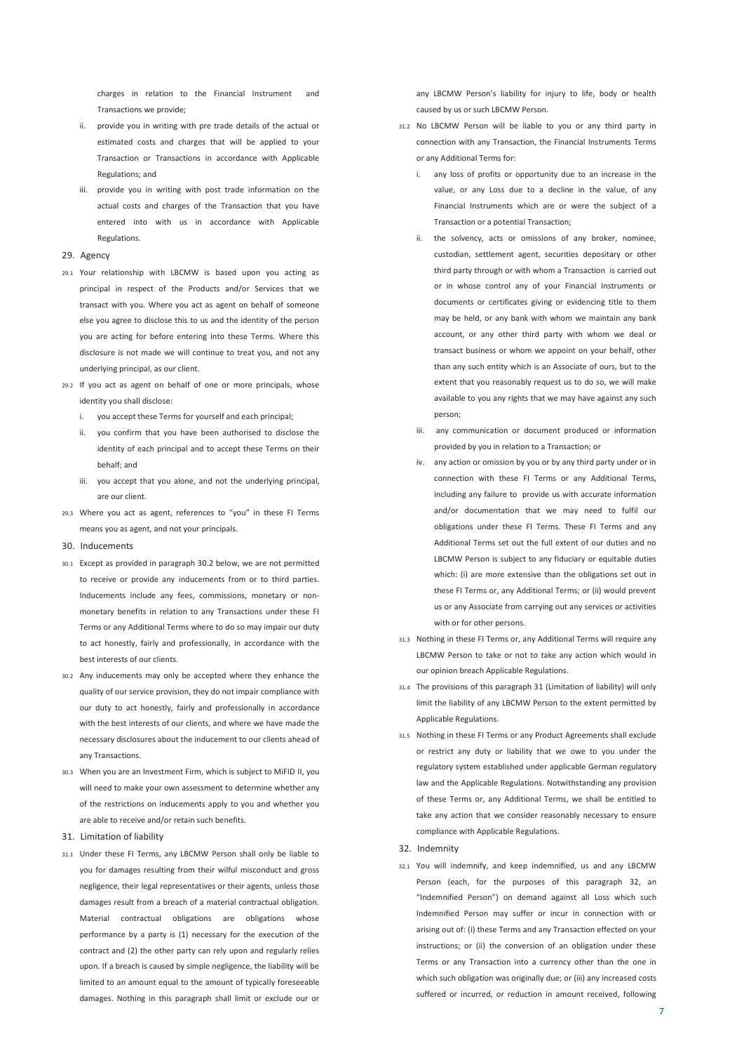charges in relation to the Financial Instrument and Transactions we provide;

ii. provide you in writing with pre trade details of the actual or estimated costs and charges that will be applied to your Transaction or Transactions in accordance with Applicable Regulations; and

iii. provide you in writing with post trade information on the actual costs and charges of the Transaction that you have entered into with us in accordance with Applicable Regulations.

## 29. Agency

29.1 Your relationship with LBCMW is based upon you acting as principal in respect of the Products and/or Services that we transact with you. Where you act as agent on behalf of someone else you agree to disclose this to us and the identity of the person you are acting for before entering into these Terms. Where this disclosure is not made we will continue to treat you, and not any underlying principal, as our client.

29.2 If you act as agent on behalf of one or more principals, whose identity you shall disclose:

i. you accept these Terms for yourself and each principal;

ii. you confirm that you have been authorised to disclose the identity of each principal and to accept these Terms on their behalf; and

iii. you accept that you alone, and not the underlying principal, are our client.

29.3 Where you act as agent, references to "you" in these FI Terms means you as agent, and not your principals.

## 30. Inducements

30.1 Except as provided in paragraph 30.2 below, we are not permitted to receive or provide any inducements from or to third parties. Inducements include any fees, commissions, monetary or non-monetary benefits in relation to any Transactions under these FI Terms or any Additional Terms where to do so may impair our duty to act honestly, fairly and professionally, in accordance with the best interests of our clients.

30.2 Any inducements may only be accepted where they enhance the quality of our service provision, they do not impair compliance with our duty to act honestly, fairly and professionally in accordance with the best interests of our clients, and where we have made the necessary disclosures about the inducement to our clients ahead of any Transactions.

30.3 When you are an Investment Firm, which is subject to MiFID II, you will need to make your own assessment to determine whether any of the restrictions on inducements apply to you and whether you are able to receive and/or retain such benefits.

## 31. Limitation of liability

31.1 Under these FI Terms, any LBCMW Person shall only be liable to you for damages resulting from their wilful misconduct and gross negligence, their legal representatives or their agents, unless those damages result from a breach of a material contractual obligation. Material contractual obligations are obligations whose performance by a party is (1) necessary for the execution of the contract and (2) the other party can rely upon and regularly relies upon. If a breach is caused by simple negligence, the liability will be limited to an amount equal to the amount of typically foreseeable damages. Nothing in this paragraph shall limit or exclude our or any LBCMW Person's liability for injury to life, body or health caused by us or such LBCMW Person.

31.2 No LBCMW Person will be liable to you or any third party in connection with any Transaction, the Financial Instruments Terms or any Additional Terms for:

i. any loss of profits or opportunity due to an increase in the value, or any Loss due to a decline in the value, of any Financial Instruments which are or were the subject of a Transaction or a potential Transaction;

ii. the solvency, acts or omissions of any broker, nominee, custodian, settlement agent, securities depositary or other third party through or with whom a Transaction is carried out or in whose control any of your Financial Instruments or documents or certificates giving or evidencing title to them may be held, or any bank with whom we maintain any bank account, or any other third party with whom we deal or transact business or whom we appoint on your behalf, other than any such entity which is an Associate of ours, but to the extent that you reasonably request us to do so, we will make available to you any rights that we may have against any such person;

iii. any communication or document produced or information provided by you in relation to a Transaction; or

iv. any action or omission by you or by any third party under or in connection with these FI Terms or any Additional Terms, including any failure to provide us with accurate information and/or documentation that we may need to fulfil our obligations under these FI Terms. These FI Terms and any Additional Terms set out the full extent of our duties and no LBCMW Person is subject to any fiduciary or equitable duties which: (i) are more extensive than the obligations set out in these FI Terms or, any Additional Terms; or (ii) would prevent us or any Associate from carrying out any services or activities with or for other persons.

31.3 Nothing in these FI Terms or, any Additional Terms will require any LBCMW Person to take or not to take any action which would in our opinion breach Applicable Regulations.

31.4 The provisions of this paragraph 31 (Limitation of liability) will only limit the liability of any LBCMW Person to the extent permitted by Applicable Regulations.

31.5 Nothing in these FI Terms or any Product Agreements shall exclude or restrict any duty or liability that we owe to you under the regulatory system established under applicable German regulatory law and the Applicable Regulations. Notwithstanding any provision of these Terms or, any Additional Terms, we shall be entitled to take any action that we consider reasonably necessary to ensure compliance with Applicable Regulations.

## 32. Indemnity

32.1 You will indemnify, and keep indemnified, us and any LBCMW Person (each, for the purposes of this paragraph 32, an "Indemnified Person") on demand against all Loss which such Indemnified Person may suffer or incur in connection with or arising out of: (i) these Terms and any Transaction effected on your instructions; or (ii) the conversion of an obligation under these Terms or any Transaction into a currency other than the one in which such obligation was originally due; or (iii) any increased costs suffered or incurred, or reduction in amount received, following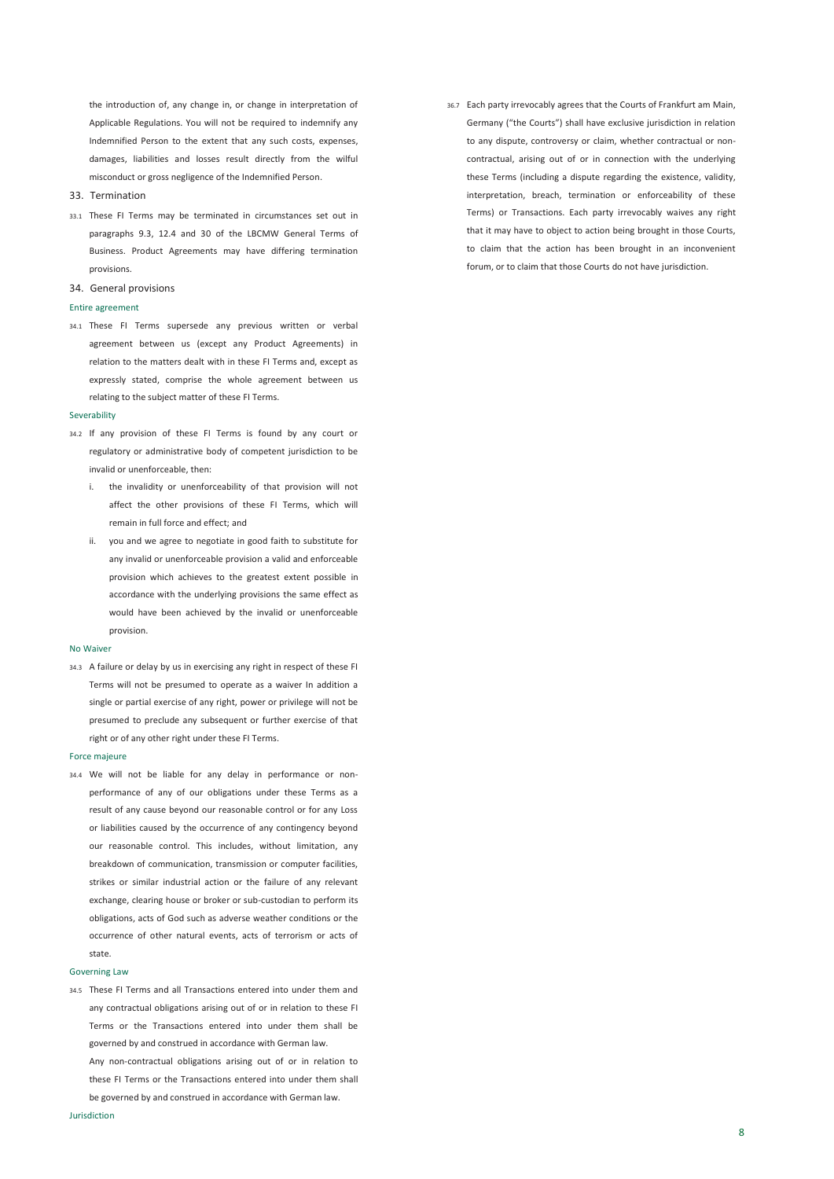the introduction of, any change in, or change in interpretation of Applicable Regulations. You will not be required to indemnify any Indemnified Person to the extent that any such costs, expenses, damages, liabilities and losses result directly from the wilful misconduct or gross negligence of the Indemnified Person.

## 33. Termination

33.1 These FI Terms may be terminated in circumstances set out in paragraphs 9.3, 12.4 and 30 of the LBCMW General Terms of Business. Product Agreements may have differing termination provisions.

## 34. General provisions

### Entire agreement

34.1 These FI Terms supersede any previous written or verbal agreement between us (except any Product Agreements) in relation to the matters dealt with in these FI Terms and, except as expressly stated, comprise the whole agreement between us relating to the subject matter of these FI Terms.

### Severability

34.2 If any provision of these FI Terms is found by any court or regulatory or administrative body of competent jurisdiction to be invalid or unenforceable, then:

i. the invalidity or unenforceability of that provision will not affect the other provisions of these FI Terms, which will remain in full force and effect; and

ii. you and we agree to negotiate in good faith to substitute for any invalid or unenforceable provision a valid and enforceable provision which achieves to the greatest extent possible in accordance with the underlying provisions the same effect as would have been achieved by the invalid or unenforceable provision.

### No Waiver

34.3 A failure or delay by us in exercising any right in respect of these FI Terms will not be presumed to operate as a waiver In addition a single or partial exercise of any right, power or privilege will not be presumed to preclude any subsequent or further exercise of that right or of any other right under these FI Terms.

### Force majeure

34.4 We will not be liable for any delay in performance or non-performance of any of our obligations under these Terms as a result of any cause beyond our reasonable control or for any Loss or liabilities caused by the occurrence of any contingency beyond our reasonable control. This includes, without limitation, any breakdown of communication, transmission or computer facilities, strikes or similar industrial action or the failure of any relevant exchange, clearing house or broker or sub-custodian to perform its obligations, acts of God such as adverse weather conditions or the occurrence of other natural events, acts of terrorism or acts of state.

### Governing Law

34.5 These FI Terms and all Transactions entered into under them and any contractual obligations arising out of or in relation to these FI Terms or the Transactions entered into under them shall be governed by and construed in accordance with German law.

Any non-contractual obligations arising out of or in relation to these FI Terms or the Transactions entered into under them shall be governed by and construed in accordance with German law.

### Jurisdiction

36.7 Each party irrevocably agrees that the Courts of Frankfurt am Main, Germany ("the Courts") shall have exclusive jurisdiction in relation to any dispute, controversy or claim, whether contractual or non-contractual, arising out of or in connection with the underlying these Terms (including a dispute regarding the existence, validity, interpretation, breach, termination or enforceability of these Terms) or Transactions. Each party irrevocably waives any right that it may have to object to action being brought in those Courts, to claim that the action has been brought in an inconvenient forum, or to claim that those Courts do not have jurisdiction.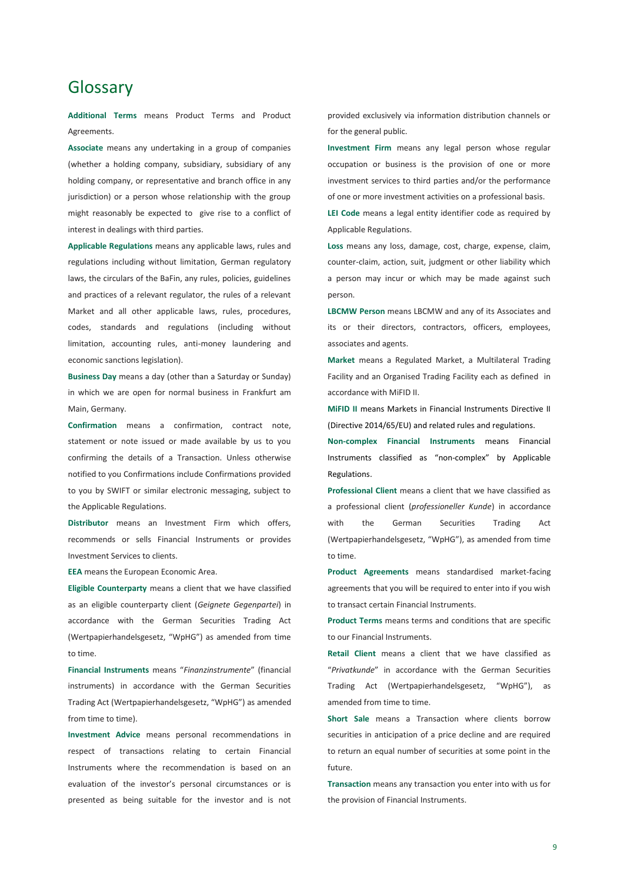# Glossary

**Additional Terms** means Product Terms and Product Agreements.

**Associate** means any undertaking in a group of companies (whether a holding company, subsidiary, subsidiary of any holding company, or representative and branch office in any jurisdiction) or a person whose relationship with the group might reasonably be expected to give rise to a conflict of interest in dealings with third parties.

**Applicable Regulations** means any applicable laws, rules and regulations including without limitation, German regulatory laws, the circulars of the BaFin, any rules, policies, guidelines and practices of a relevant regulator, the rules of a relevant Market and all other applicable laws, rules, procedures, codes, standards and regulations (including without limitation, accounting rules, anti-money laundering and economic sanctions legislation).

**Business Day** means a day (other than a Saturday or Sunday) in which we are open for normal business in Frankfurt am Main, Germany.

**Confirmation** means a confirmation, contract note, statement or note issued or made available by us to you confirming the details of a Transaction. Unless otherwise notified to you Confirmations include Confirmations provided to you by SWIFT or similar electronic messaging, subject to the Applicable Regulations.

**Distributor** means an Investment Firm which offers, recommends or sells Financial Instruments or provides Investment Services to clients.

**EEA** means the European Economic Area.

**Eligible Counterparty** means a client that we have classified as an eligible counterparty client (*Geignete Gegenpartei*) in accordance with the German Securities Trading Act (Wertpapierhandelsgesetz, "WpHG") as amended from time to time.

**Financial Instruments** means "*Finanzinstrumente*" (financial instruments) in accordance with the German Securities Trading Act (Wertpapierhandelsgesetz, "WpHG") as amended from time to time).

**Investment Advice** means personal recommendations in respect of transactions relating to certain Financial Instruments where the recommendation is based on an evaluation of the investor's personal circumstances or is presented as being suitable for the investor and is not provided exclusively via information distribution channels or for the general public.

**Investment Firm** means any legal person whose regular occupation or business is the provision of one or more investment services to third parties and/or the performance of one or more investment activities on a professional basis.

**LEI Code** means a legal entity identifier code as required by Applicable Regulations.

**Loss** means any loss, damage, cost, charge, expense, claim, counter-claim, action, suit, judgment or other liability which a person may incur or which may be made against such person.

**LBCMW Person** means LBCMW and any of its Associates and its or their directors, contractors, officers, employees, associates and agents.

**Market** means a Regulated Market, a Multilateral Trading Facility and an Organised Trading Facility each as defined in accordance with MiFID II.

**MiFID II** means Markets in Financial Instruments Directive II (Directive 2014/65/EU) and related rules and regulations.

**Non-complex Financial Instruments** means Financial Instruments classified as "non-complex" by Applicable Regulations.

**Professional Client** means a client that we have classified as a professional client (*professioneller Kunde*) in accordance with the German Securities Trading Act (Wertpapierhandelsgesetz, "WpHG"), as amended from time to time.

**Product Agreements** means standardised market-facing agreements that you will be required to enter into if you wish to transact certain Financial Instruments.

**Product Terms** means terms and conditions that are specific to our Financial Instruments.

**Retail Client** means a client that we have classified as "*Privatkunde*" in accordance with the German Securities Trading Act (Wertpapierhandelsgesetz, "WpHG"), as amended from time to time.

**Short Sale** means a Transaction where clients borrow securities in anticipation of a price decline and are required to return an equal number of securities at some point in the future.

**Transaction** means any transaction you enter into with us for the provision of Financial Instruments.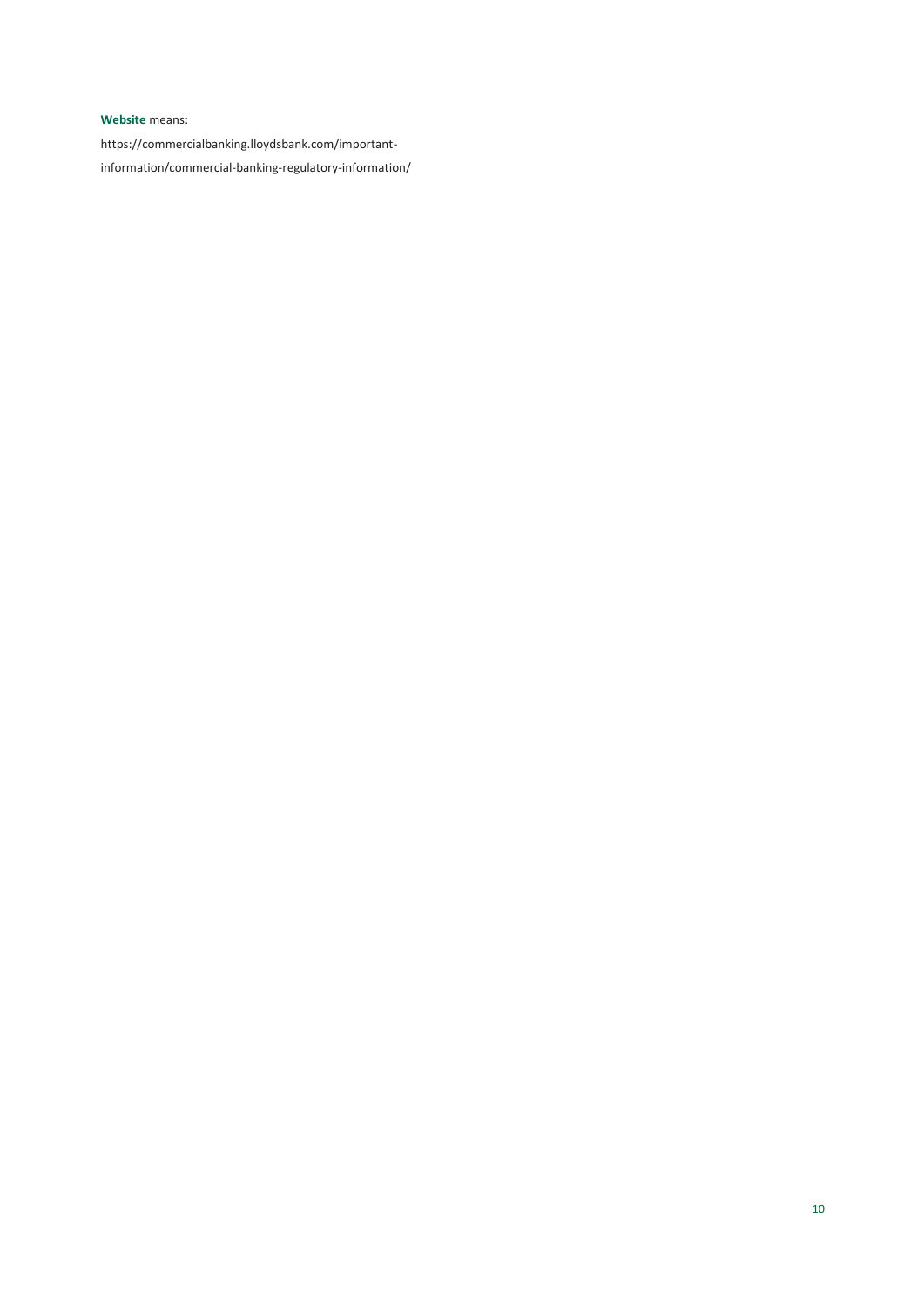**Website** means:

https://commercialbanking.lloydsbank.com/important-information/commercial-banking-regulatory-information/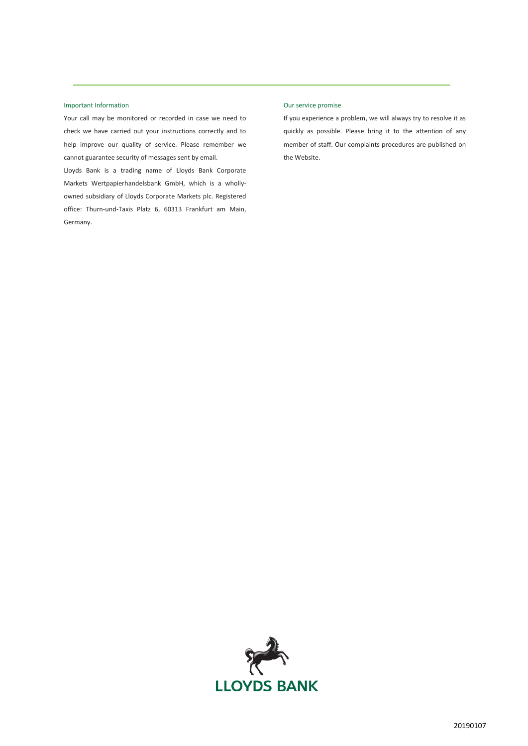### Important Information

Your call may be monitored or recorded in case we need to check we have carried out your instructions correctly and to help improve our quality of service. Please remember we cannot guarantee security of messages sent by email.

Lloyds Bank is a trading name of Lloyds Bank Corporate Markets Wertpapierhandelsbank GmbH, which is a wholly-owned subsidiary of Lloyds Corporate Markets plc. Registered office: Thurn-und-Taxis Platz 6, 60313 Frankfurt am Main, Germany.

### Our service promise

If you experience a problem, we will always try to resolve it as quickly as possible. Please bring it to the attention of any member of staff. Our complaints procedures are published on the Website.

LLOYDS BANK

20190107